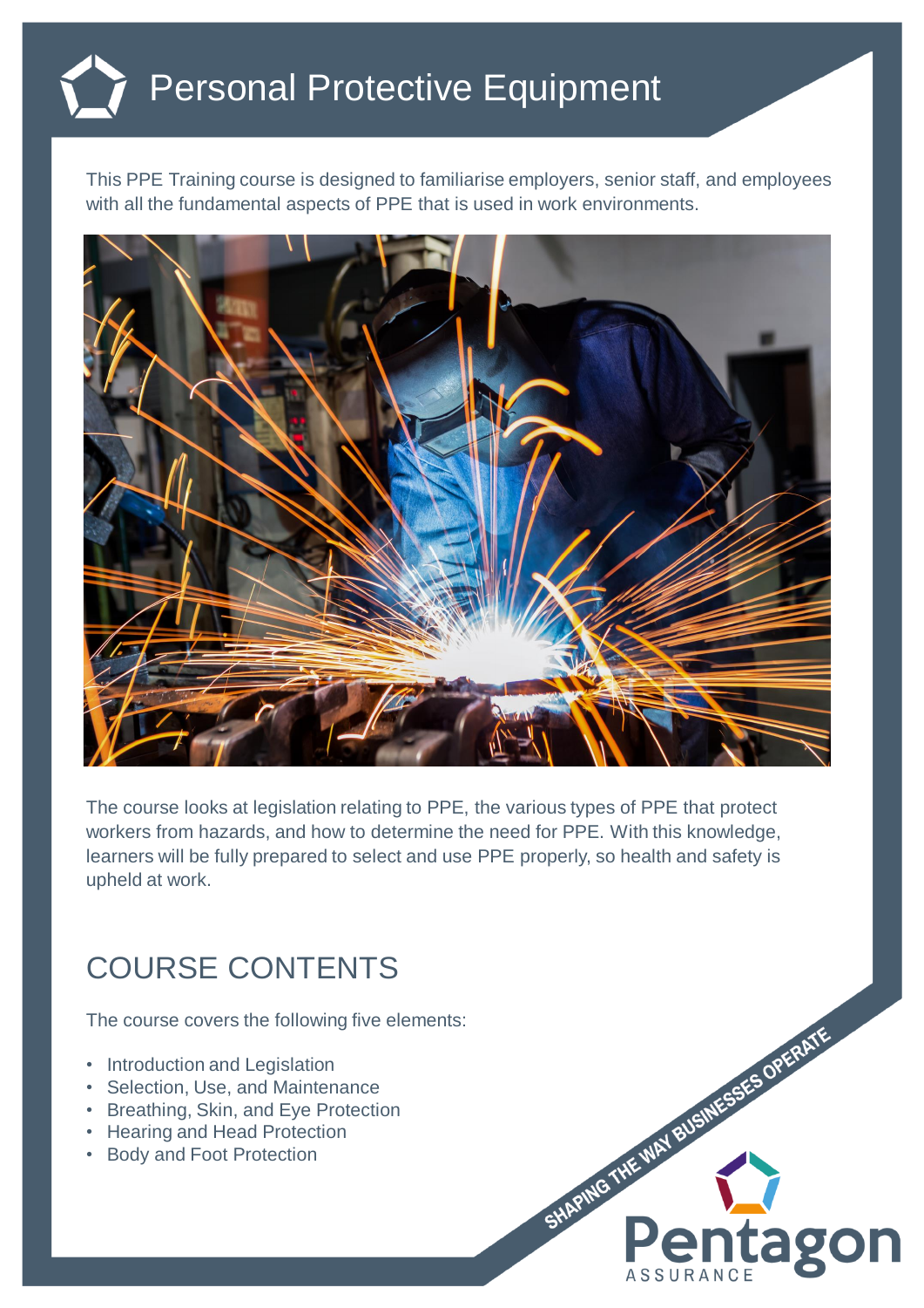# Personal Protective Equipment

This PPE Training course is designed to familiarise employers, senior staff, and employees with all the fundamental aspects of PPE that is used in work environments.

The course looks at legislation relating to PPE, the various types of PPE that protect workers from hazards, and how to determine the need for PPE. With this knowledge, learners will be fully prepared to select and use PPE properly, so health and safety is upheld at work.

## COURSE CONTENTS

The course covers the following five elements:

- Introduction and Legislation
- Selection, Use, and Maintenance
- Breathing, Skin, and Eye Protection
- Hearing and Head Protection
- Body and Foot Protection

SHAPING THE WAY BUSINESSES OPERATE

Pentagon ASSURANCE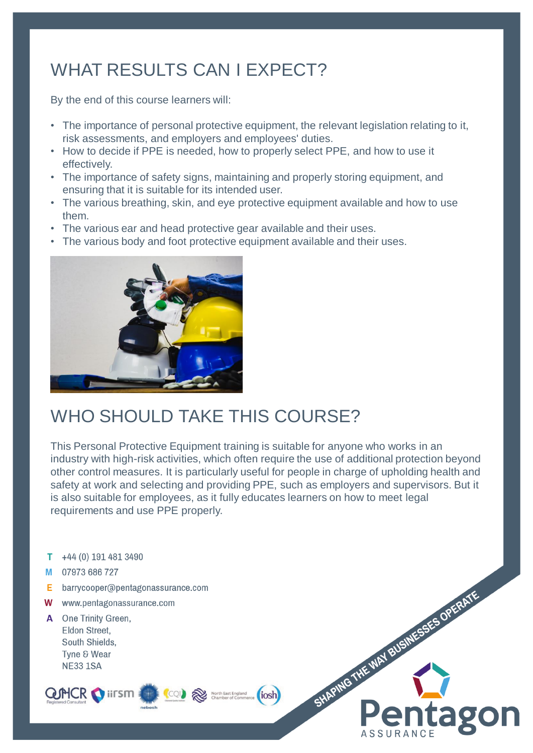# WHAT RESULTS CAN I EXPECT?

By the end of this course learners will:

- The importance of personal protective equipment, the relevant legislation relating to it, risk assessments, and employers and employees' duties.
- How to decide if PPE is needed, how to properly select PPE, and how to use it effectively.
- The importance of safety signs, maintaining and properly storing equipment, and ensuring that it is suitable for its intended user.
- The various breathing, skin, and eye protective equipment available and how to use them.
- The various ear and head protective gear available and their uses.
- The various body and foot protective equipment available and their uses.

# WHO SHOULD TAKE THIS COURSE?

This Personal Protective Equipment training is suitable for anyone who works in an industry with high-risk activities, which often require the use of additional protection beyond other control measures. It is particularly useful for people in charge of upholding health and safety at work and selecting and providing PPE, such as employers and supervisors. But it is also suitable for employees, as it fully educates learners on how to meet legal requirements and use PPE properly.

**T** +44 (0) 191 481 3490
**M** 07973 686 727
**E** barrycooper@pentagonassurance.com
**W** www.pentagonassurance.com
**A** One Trinity Green,
Eldon Street,
South Shields,
Tyne & Wear
NE33 1SA

SHAPING THE WAY BUSINESSES OPERATE

Pentagon ASSURANCE